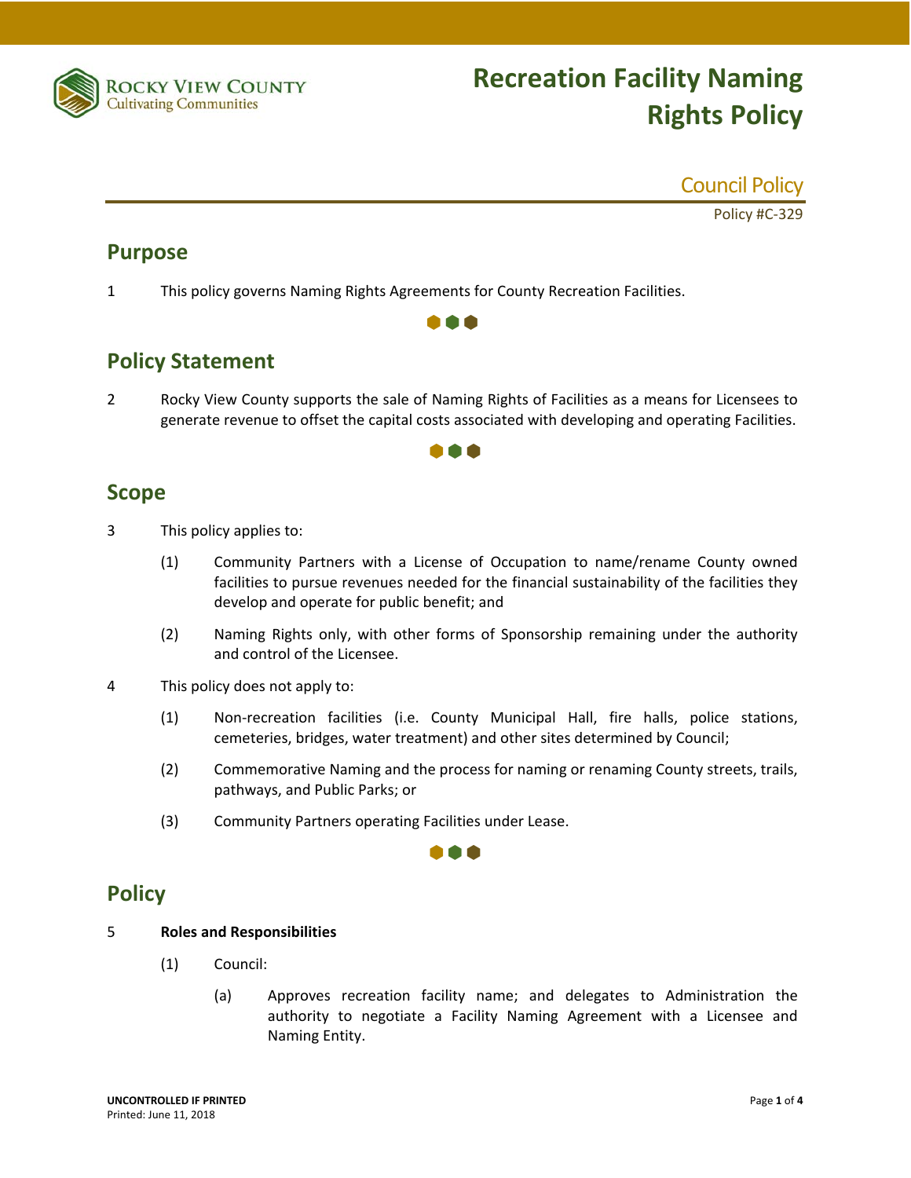# Recreation Facility Naming Rights Policy

Council Policy

Policy #C-329

## Purpose

1 This policy governs Naming Rights Agreements for County Recreation Facilities.

## Policy Statement

2 Rocky View County supports the sale of Naming Rights of Facilities as a means for Licensees to generate revenue to offset the capital costs associated with developing and operating Facilities.

## Scope

3 This policy applies to:

(1) Community Partners with a License of Occupation to name/rename County owned facilities to pursue revenues needed for the financial sustainability of the facilities they develop and operate for public benefit; and

(2) Naming Rights only, with other forms of Sponsorship remaining under the authority and control of the Licensee.

4 This policy does not apply to:

(1) Non-recreation facilities (i.e. County Municipal Hall, fire halls, police stations, cemeteries, bridges, water treatment) and other sites determined by Council;

(2) Commemorative Naming and the process for naming or renaming County streets, trails, pathways, and Public Parks; or

(3) Community Partners operating Facilities under Lease.

## Policy

5 **Roles and Responsibilities**

(1) Council:

(a) Approves recreation facility name; and delegates to Administration the authority to negotiate a Facility Naming Agreement with a Licensee and Naming Entity.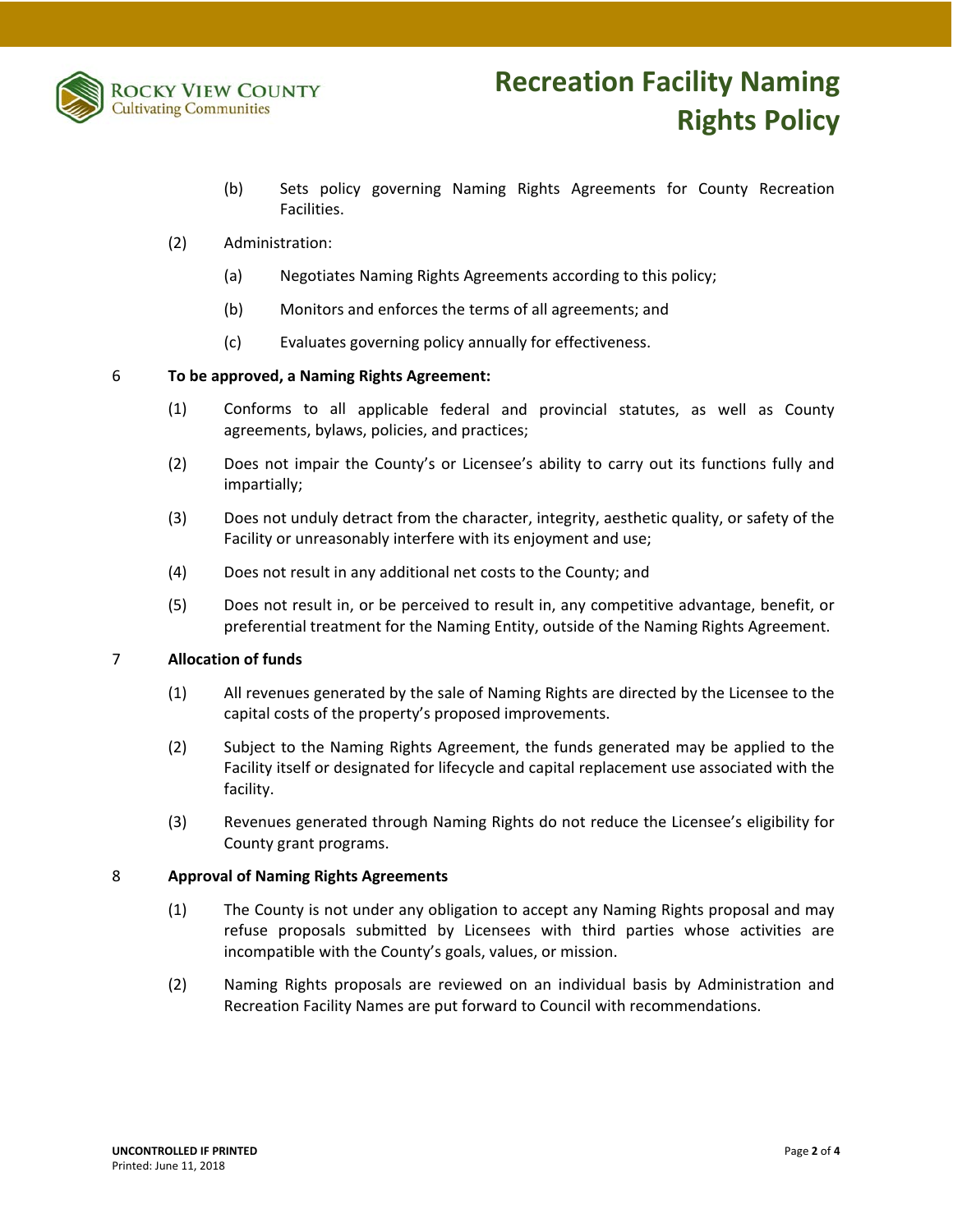(b) Sets policy governing Naming Rights Agreements for County Recreation Facilities.

(2) Administration:

(a) Negotiates Naming Rights Agreements according to this policy;

(b) Monitors and enforces the terms of all agreements; and

(c) Evaluates governing policy annually for effectiveness.

6 **To be approved, a Naming Rights Agreement:**

(1) Conforms to all applicable federal and provincial statutes, as well as County agreements, bylaws, policies, and practices;

(2) Does not impair the County's or Licensee's ability to carry out its functions fully and impartially;

(3) Does not unduly detract from the character, integrity, aesthetic quality, or safety of the Facility or unreasonably interfere with its enjoyment and use;

(4) Does not result in any additional net costs to the County; and

(5) Does not result in, or be perceived to result in, any competitive advantage, benefit, or preferential treatment for the Naming Entity, outside of the Naming Rights Agreement.

7 **Allocation of funds**

(1) All revenues generated by the sale of Naming Rights are directed by the Licensee to the capital costs of the property's proposed improvements.

(2) Subject to the Naming Rights Agreement, the funds generated may be applied to the Facility itself or designated for lifecycle and capital replacement use associated with the facility.

(3) Revenues generated through Naming Rights do not reduce the Licensee's eligibility for County grant programs.

8 **Approval of Naming Rights Agreements**

(1) The County is not under any obligation to accept any Naming Rights proposal and may refuse proposals submitted by Licensees with third parties whose activities are incompatible with the County's goals, values, or mission.

(2) Naming Rights proposals are reviewed on an individual basis by Administration and Recreation Facility Names are put forward to Council with recommendations.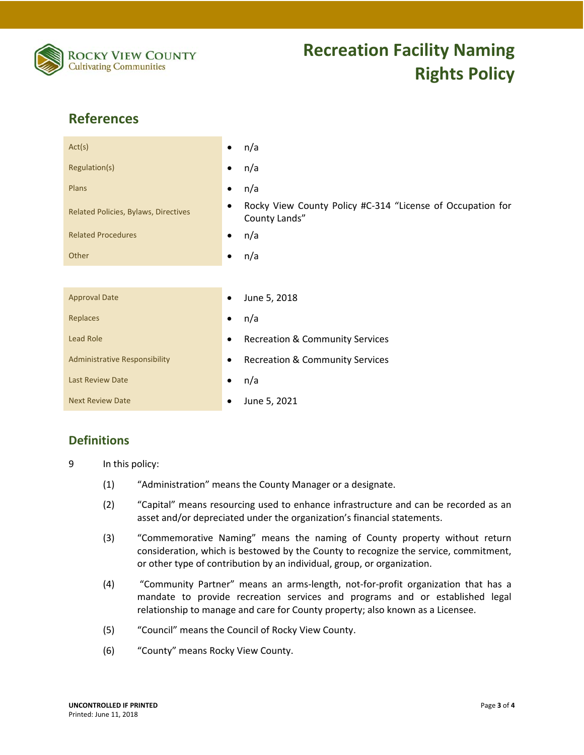## References

| | |
|---|---|
| Act(s) | • n/a |
| Regulation(s) | • n/a |
| Plans | • n/a |
| Related Policies, Bylaws, Directives | • Rocky View County Policy #C-314 "License of Occupation for County Lands" |
| Related Procedures | • n/a |
| Other | • n/a |

| | |
|---|---|
| Approval Date | • June 5, 2018 |
| Replaces | • n/a |
| Lead Role | • Recreation & Community Services |
| Administrative Responsibility | • Recreation & Community Services |
| Last Review Date | • n/a |
| Next Review Date | • June 5, 2021 |

## Definitions

9 In this policy:

(1) "Administration" means the County Manager or a designate.

(2) "Capital" means resourcing used to enhance infrastructure and can be recorded as an asset and/or depreciated under the organization's financial statements.

(3) "Commemorative Naming" means the naming of County property without return consideration, which is bestowed by the County to recognize the service, commitment, or other type of contribution by an individual, group, or organization.

(4) "Community Partner" means an arms-length, not-for-profit organization that has a mandate to provide recreation services and programs and or established legal relationship to manage and care for County property; also known as a Licensee.

(5) "Council" means the Council of Rocky View County.

(6) "County" means Rocky View County.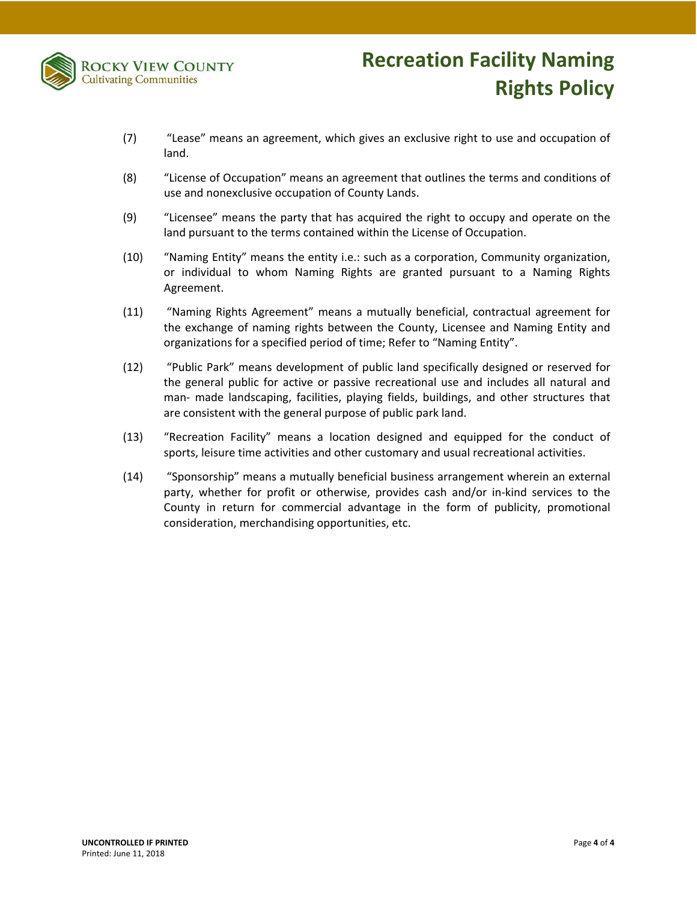(7) "Lease" means an agreement, which gives an exclusive right to use and occupation of land.

(8) "License of Occupation" means an agreement that outlines the terms and conditions of use and nonexclusive occupation of County Lands.

(9) "Licensee" means the party that has acquired the right to occupy and operate on the land pursuant to the terms contained within the License of Occupation.

(10) "Naming Entity" means the entity i.e.: such as a corporation, Community organization, or individual to whom Naming Rights are granted pursuant to a Naming Rights Agreement.

(11) "Naming Rights Agreement" means a mutually beneficial, contractual agreement for the exchange of naming rights between the County, Licensee and Naming Entity and organizations for a specified period of time; Refer to "Naming Entity".

(12) "Public Park" means development of public land specifically designed or reserved for the general public for active or passive recreational use and includes all natural and man- made landscaping, facilities, playing fields, buildings, and other structures that are consistent with the general purpose of public park land.

(13) "Recreation Facility" means a location designed and equipped for the conduct of sports, leisure time activities and other customary and usual recreational activities.

(14) "Sponsorship" means a mutually beneficial business arrangement wherein an external party, whether for profit or otherwise, provides cash and/or in-kind services to the County in return for commercial advantage in the form of publicity, promotional consideration, merchandising opportunities, etc.